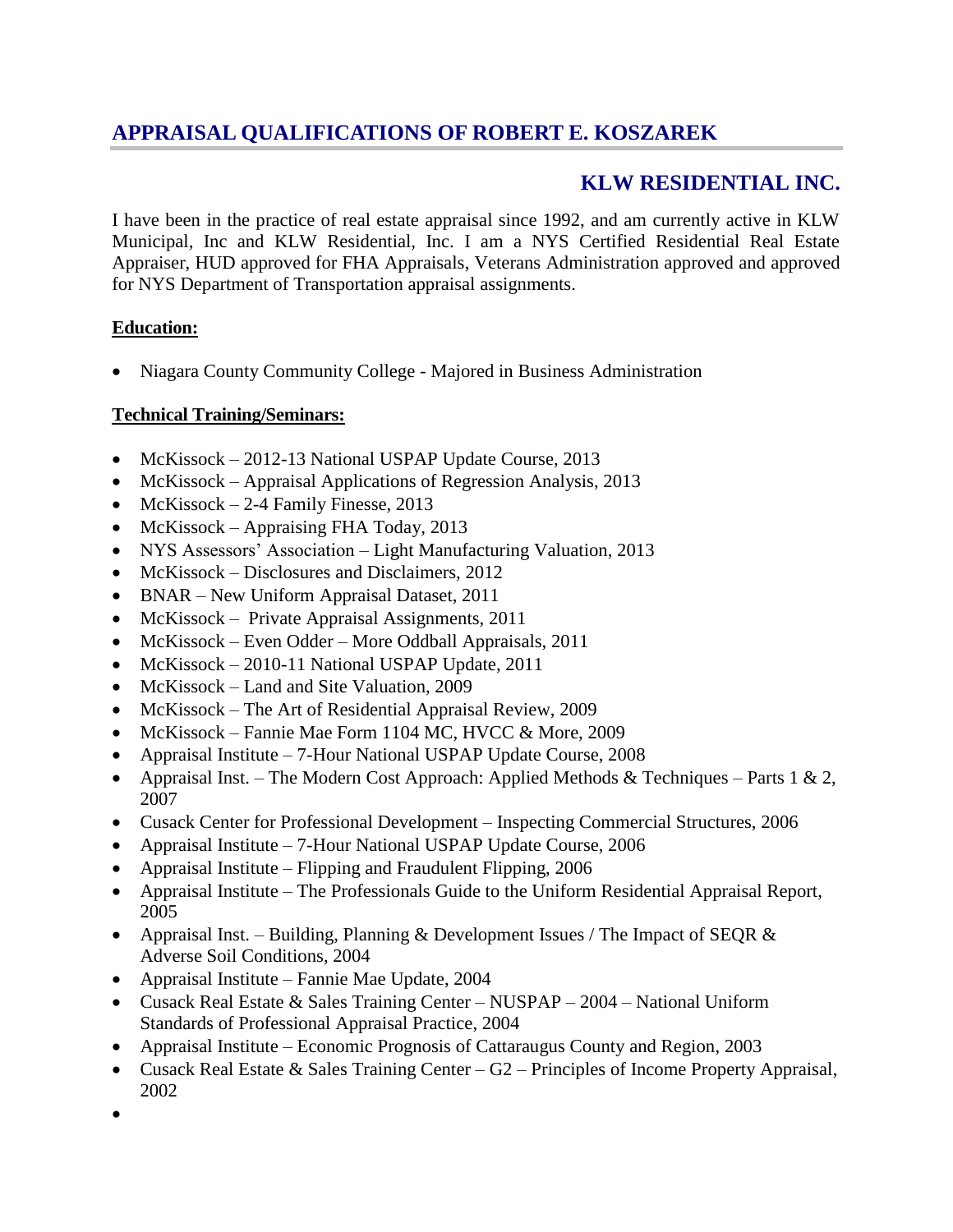# APPRAISAL QUALIFICATIONS OF ROBERT E. KOSZAREK

## KLW RESIDENTIAL INC.

I have been in the practice of real estate appraisal since 1992, and am currently active in KLW Municipal, Inc and KLW Residential, Inc. I am a NYS Certified Residential Real Estate Appraiser, HUD approved for FHA Appraisals, Veterans Administration approved and approved for NYS Department of Transportation appraisal assignments.

**Education:**

- Niagara County Community College - Majored in Business Administration

**Technical Training/Seminars:**

- McKissock – 2012-13 National USPAP Update Course, 2013
- McKissock – Appraisal Applications of Regression Analysis, 2013
- McKissock – 2-4 Family Finesse, 2013
- McKissock – Appraising FHA Today, 2013
- NYS Assessors' Association – Light Manufacturing Valuation, 2013
- McKissock – Disclosures and Disclaimers, 2012
- BNAR – New Uniform Appraisal Dataset, 2011
- McKissock – Private Appraisal Assignments, 2011
- McKissock – Even Odder – More Oddball Appraisals, 2011
- McKissock – 2010-11 National USPAP Update, 2011
- McKissock – Land and Site Valuation, 2009
- McKissock – The Art of Residential Appraisal Review, 2009
- McKissock – Fannie Mae Form 1104 MC, HVCC & More, 2009
- Appraisal Institute – 7-Hour National USPAP Update Course, 2008
- Appraisal Inst. – The Modern Cost Approach: Applied Methods & Techniques – Parts 1 & 2, 2007
- Cusack Center for Professional Development – Inspecting Commercial Structures, 2006
- Appraisal Institute – 7-Hour National USPAP Update Course, 2006
- Appraisal Institute – Flipping and Fraudulent Flipping, 2006
- Appraisal Institute – The Professionals Guide to the Uniform Residential Appraisal Report, 2005
- Appraisal Inst. – Building, Planning & Development Issues / The Impact of SEQR & Adverse Soil Conditions, 2004
- Appraisal Institute – Fannie Mae Update, 2004
- Cusack Real Estate & Sales Training Center – NUSPAP – 2004 – National Uniform Standards of Professional Appraisal Practice, 2004
- Appraisal Institute – Economic Prognosis of Cattaraugus County and Region, 2003
- Cusack Real Estate & Sales Training Center – G2 – Principles of Income Property Appraisal, 2002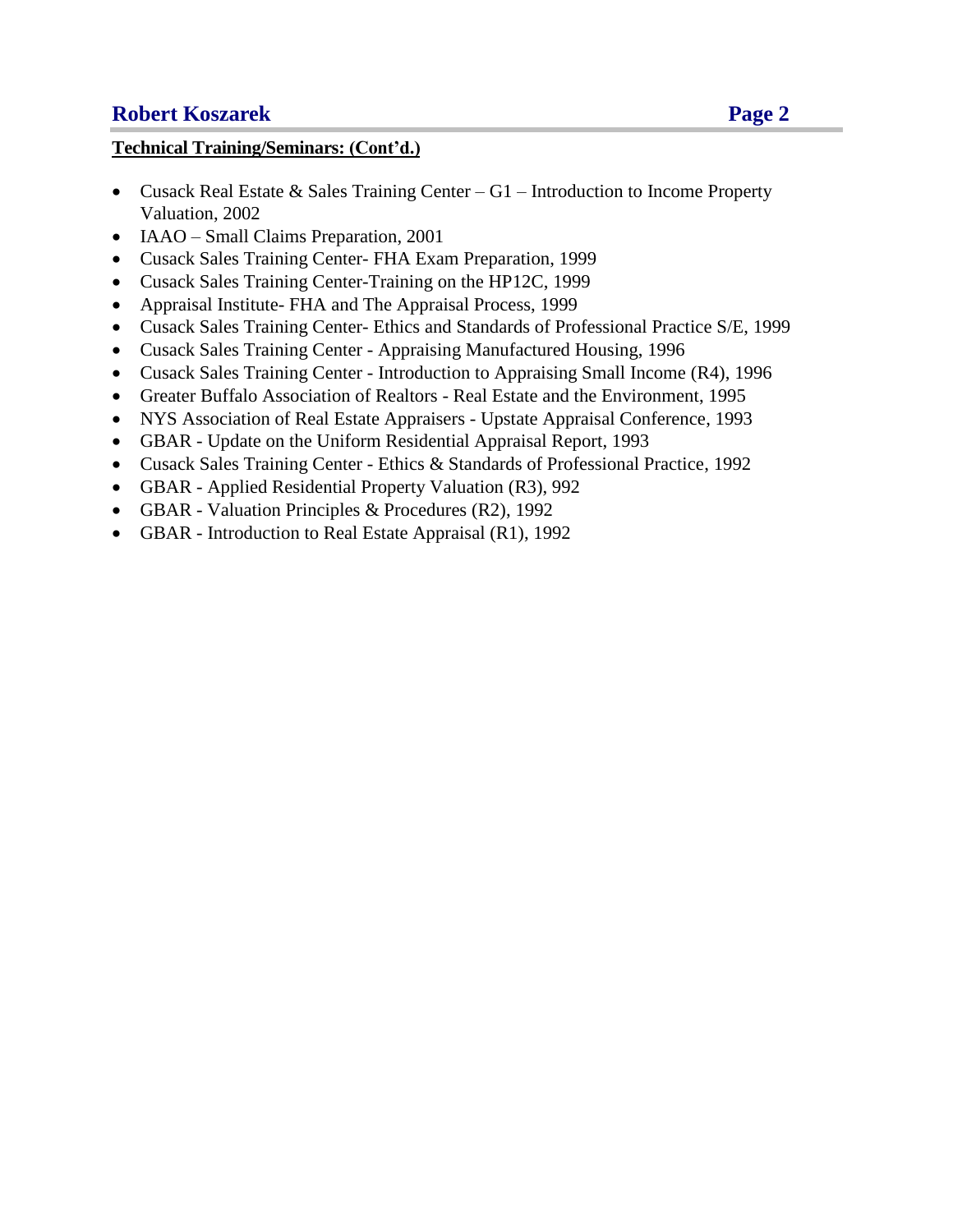**Technical Training/Seminars: (Cont'd.)**

- Cusack Real Estate & Sales Training Center – G1 – Introduction to Income Property Valuation, 2002
- IAAO – Small Claims Preparation, 2001
- Cusack Sales Training Center- FHA Exam Preparation, 1999
- Cusack Sales Training Center-Training on the HP12C, 1999
- Appraisal Institute- FHA and The Appraisal Process, 1999
- Cusack Sales Training Center- Ethics and Standards of Professional Practice S/E, 1999
- Cusack Sales Training Center - Appraising Manufactured Housing, 1996
- Cusack Sales Training Center - Introduction to Appraising Small Income (R4), 1996
- Greater Buffalo Association of Realtors - Real Estate and the Environment, 1995
- NYS Association of Real Estate Appraisers - Upstate Appraisal Conference, 1993
- GBAR - Update on the Uniform Residential Appraisal Report, 1993
- Cusack Sales Training Center - Ethics & Standards of Professional Practice, 1992
- GBAR - Applied Residential Property Valuation (R3), 992
- GBAR - Valuation Principles & Procedures (R2), 1992
- GBAR - Introduction to Real Estate Appraisal (R1), 1992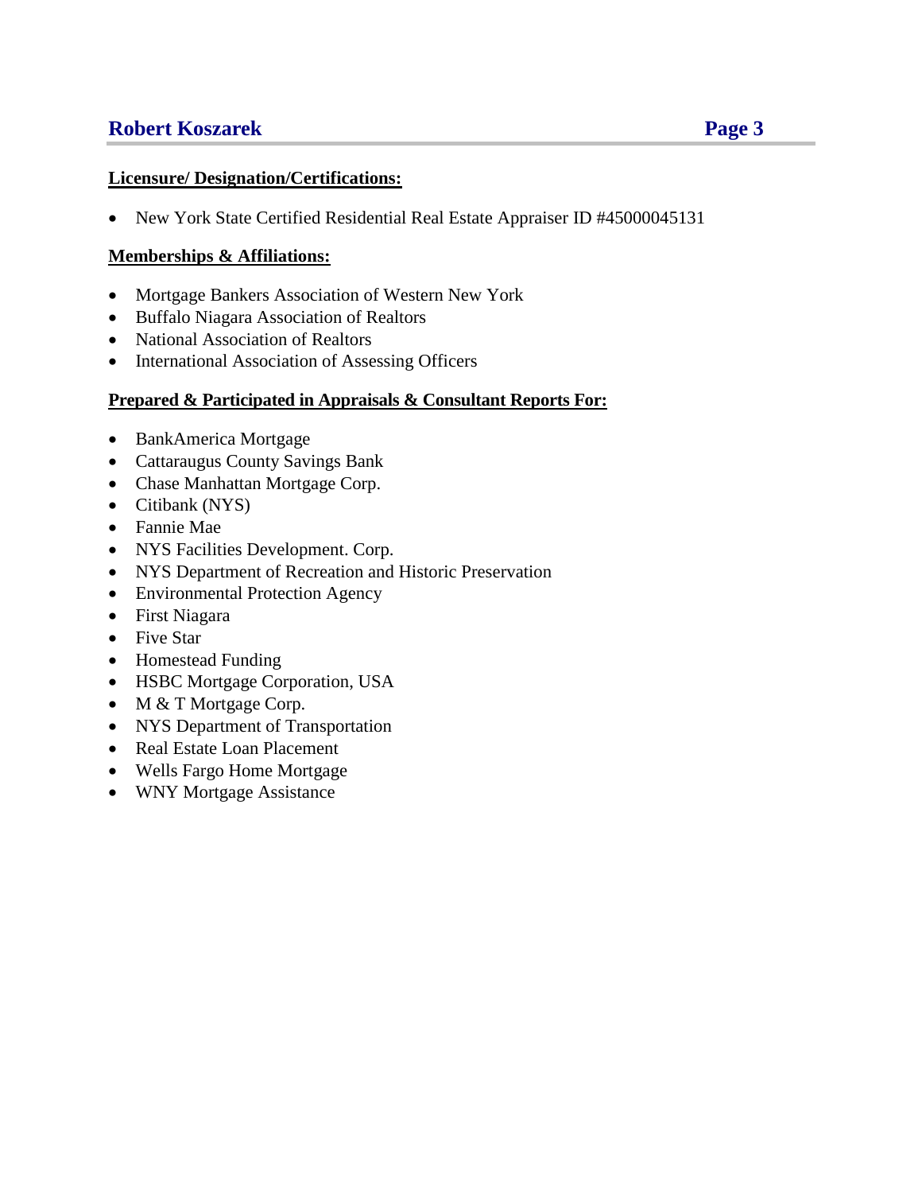## Licensure/ Designation/Certifications:

- New York State Certified Residential Real Estate Appraiser ID #45000045131

## Memberships & Affiliations:

- Mortgage Bankers Association of Western New York
- Buffalo Niagara Association of Realtors
- National Association of Realtors
- International Association of Assessing Officers

## Prepared & Participated in Appraisals & Consultant Reports For:

- BankAmerica Mortgage
- Cattaraugus County Savings Bank
- Chase Manhattan Mortgage Corp.
- Citibank (NYS)
- Fannie Mae
- NYS Facilities Development. Corp.
- NYS Department of Recreation and Historic Preservation
- Environmental Protection Agency
- First Niagara
- Five Star
- Homestead Funding
- HSBC Mortgage Corporation, USA
- M & T Mortgage Corp.
- NYS Department of Transportation
- Real Estate Loan Placement
- Wells Fargo Home Mortgage
- WNY Mortgage Assistance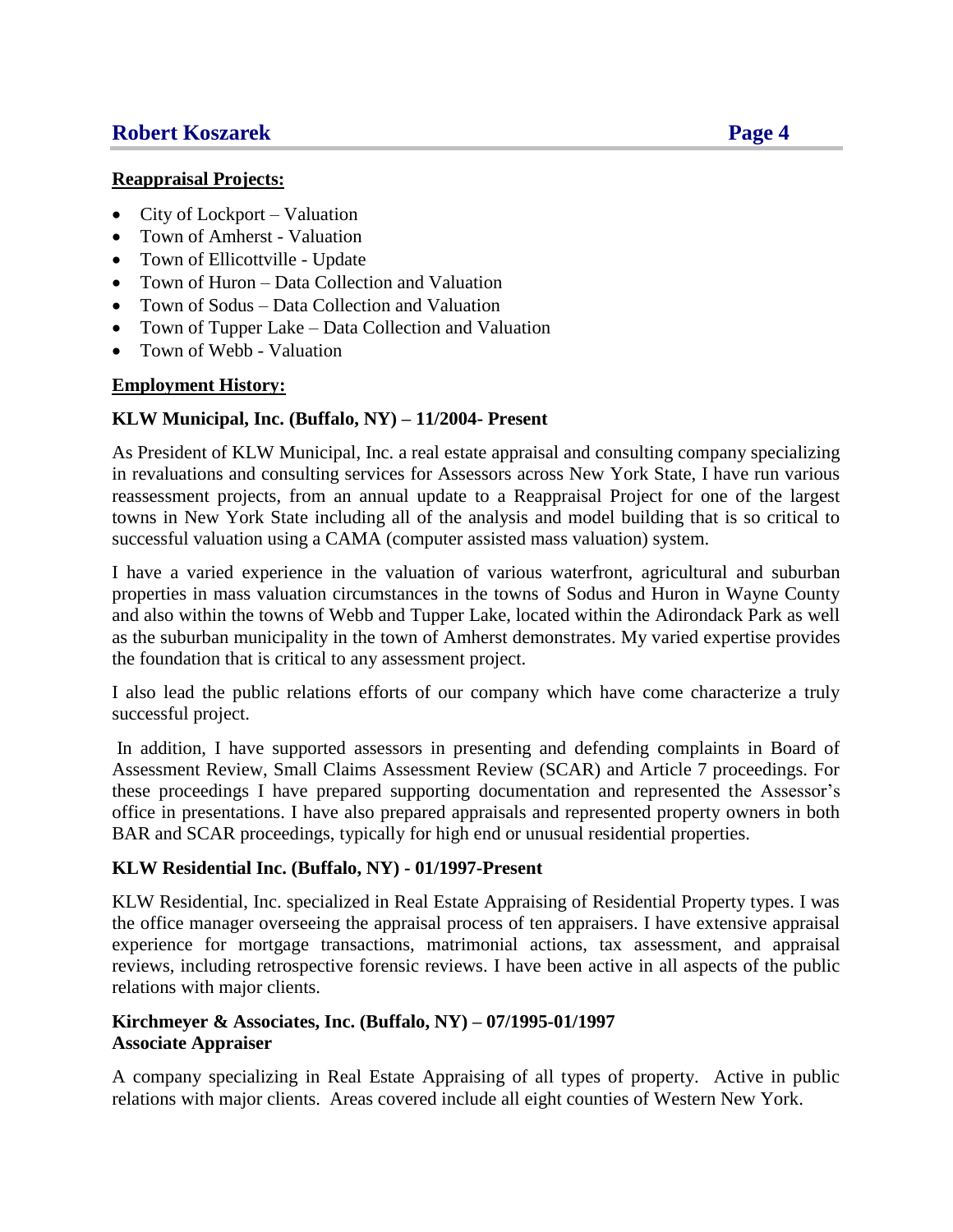## Reappraisal Projects:

- City of Lockport – Valuation
- Town of Amherst - Valuation
- Town of Ellicottville - Update
- Town of Huron – Data Collection and Valuation
- Town of Sodus – Data Collection and Valuation
- Town of Tupper Lake – Data Collection and Valuation
- Town of Webb - Valuation

## Employment History:

### KLW Municipal, Inc. (Buffalo, NY) – 11/2004- Present

As President of KLW Municipal, Inc. a real estate appraisal and consulting company specializing in revaluations and consulting services for Assessors across New York State, I have run various reassessment projects, from an annual update to a Reappraisal Project for one of the largest towns in New York State including all of the analysis and model building that is so critical to successful valuation using a CAMA (computer assisted mass valuation) system.

I have a varied experience in the valuation of various waterfront, agricultural and suburban properties in mass valuation circumstances in the towns of Sodus and Huron in Wayne County and also within the towns of Webb and Tupper Lake, located within the Adirondack Park as well as the suburban municipality in the town of Amherst demonstrates. My varied expertise provides the foundation that is critical to any assessment project.

I also lead the public relations efforts of our company which have come characterize a truly successful project.

In addition, I have supported assessors in presenting and defending complaints in Board of Assessment Review, Small Claims Assessment Review (SCAR) and Article 7 proceedings. For these proceedings I have prepared supporting documentation and represented the Assessor's office in presentations. I have also prepared appraisals and represented property owners in both BAR and SCAR proceedings, typically for high end or unusual residential properties.

### KLW Residential Inc. (Buffalo, NY) - 01/1997-Present

KLW Residential, Inc. specialized in Real Estate Appraising of Residential Property types. I was the office manager overseeing the appraisal process of ten appraisers. I have extensive appraisal experience for mortgage transactions, matrimonial actions, tax assessment, and appraisal reviews, including retrospective forensic reviews. I have been active in all aspects of the public relations with major clients.

### Kirchmeyer & Associates, Inc. (Buffalo, NY) – 07/1995-01/1997
**Associate Appraiser**

A company specializing in Real Estate Appraising of all types of property. Active in public relations with major clients. Areas covered include all eight counties of Western New York.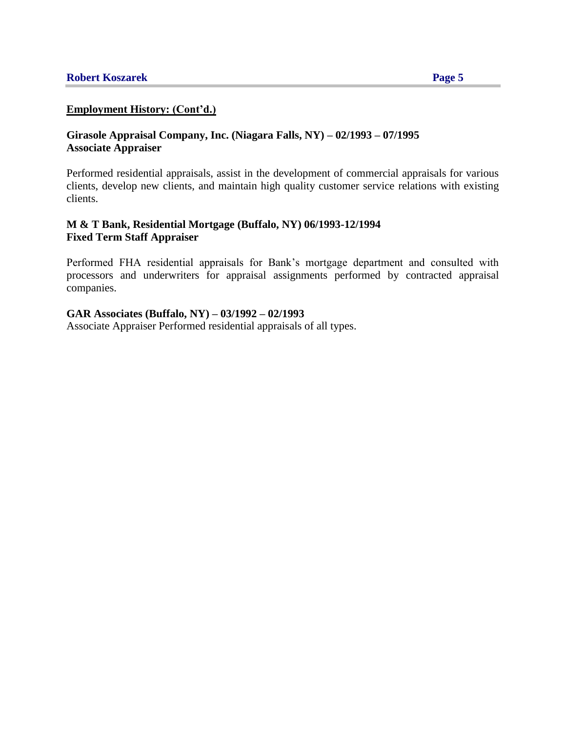**Employment History: (Cont'd.)**

**Girasole Appraisal Company, Inc. (Niagara Falls, NY) – 02/1993 – 07/1995**
**Associate Appraiser**

Performed residential appraisals, assist in the development of commercial appraisals for various clients, develop new clients, and maintain high quality customer service relations with existing clients.

**M & T Bank, Residential Mortgage (Buffalo, NY) 06/1993-12/1994**
**Fixed Term Staff Appraiser**

Performed FHA residential appraisals for Bank's mortgage department and consulted with processors and underwriters for appraisal assignments performed by contracted appraisal companies.

**GAR Associates (Buffalo, NY) – 03/1992 – 02/1993**
Associate Appraiser Performed residential appraisals of all types.